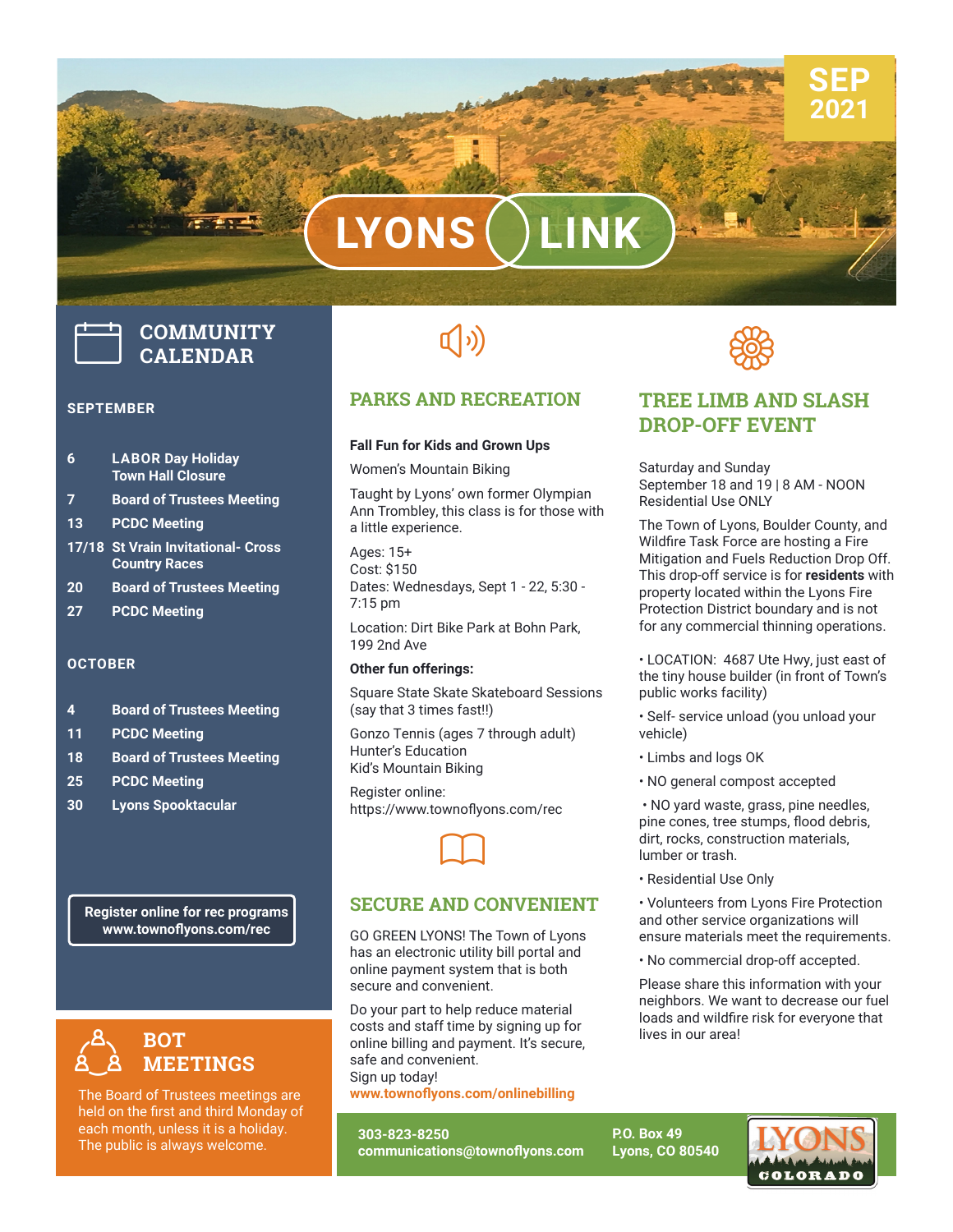# LYONS LINK

**SEP 2021**

## COMMUNITY CALENDAR

### SEPTEMBER

| | |
|---|---|
| 6 | LABOR Day Holiday Town Hall Closure |
| 7 | Board of Trustees Meeting |
| 13 | PCDC Meeting |
| 17/18 | St Vrain Invitational- Cross Country Races |
| 20 | Board of Trustees Meeting |
| 27 | PCDC Meeting |

### OCTOBER

| | |
|---|---|
| 4 | Board of Trustees Meeting |
| 11 | PCDC Meeting |
| 18 | Board of Trustees Meeting |
| 25 | PCDC Meeting |
| 30 | Lyons Spooktacular |

**Register online for rec programs**
**www.townoflyons.com/rec**

## BOT MEETINGS

The Board of Trustees meetings are held on the first and third Monday of each month, unless it is a holiday. The public is always welcome.

## PARKS AND RECREATION

**Fall Fun for Kids and Grown Ups**

Women's Mountain Biking

Taught by Lyons' own former Olympian Ann Trombley, this class is for those with a little experience.

Ages: 15+
Cost: $150
Dates: Wednesdays, Sept 1 - 22, 5:30 - 7:15 pm

Location: Dirt Bike Park at Bohn Park, 199 2nd Ave

**Other fun offerings:**

Square State Skate Skateboard Sessions (say that 3 times fast!!)

Gonzo Tennis (ages 7 through adult)
Hunter's Education
Kid's Mountain Biking

Register online:
https://www.townoflyons.com/rec

## SECURE AND CONVENIENT

GO GREEN LYONS! The Town of Lyons has an electronic utility bill portal and online payment system that is both secure and convenient.

Do your part to help reduce material costs and staff time by signing up for online billing and payment. It's secure, safe and convenient.
Sign up today!
**www.townoflyons.com/onlinebilling**

## TREE LIMB AND SLASH DROP-OFF EVENT

Saturday and Sunday
September 18 and 19 | 8 AM - NOON
Residential Use ONLY

The Town of Lyons, Boulder County, and Wildfire Task Force are hosting a Fire Mitigation and Fuels Reduction Drop Off. This drop-off service is for **residents** with property located within the Lyons Fire Protection District boundary and is not for any commercial thinning operations.

- LOCATION: 4687 Ute Hwy, just east of the tiny house builder (in front of Town's public works facility)
- Self- service unload (you unload your vehicle)
- Limbs and logs OK
- NO general compost accepted
- NO yard waste, grass, pine needles, pine cones, tree stumps, flood debris, dirt, rocks, construction materials, lumber or trash.
- Residential Use Only
- Volunteers from Lyons Fire Protection and other service organizations will ensure materials meet the requirements.
- No commercial drop-off accepted.

Please share this information with your neighbors. We want to decrease our fuel loads and wildfire risk for everyone that lives in our area!

**303-823-8250**
**communications@townoflyons.com**

**P.O. Box 49**
**Lyons, CO 80540**

LYONS COLORADO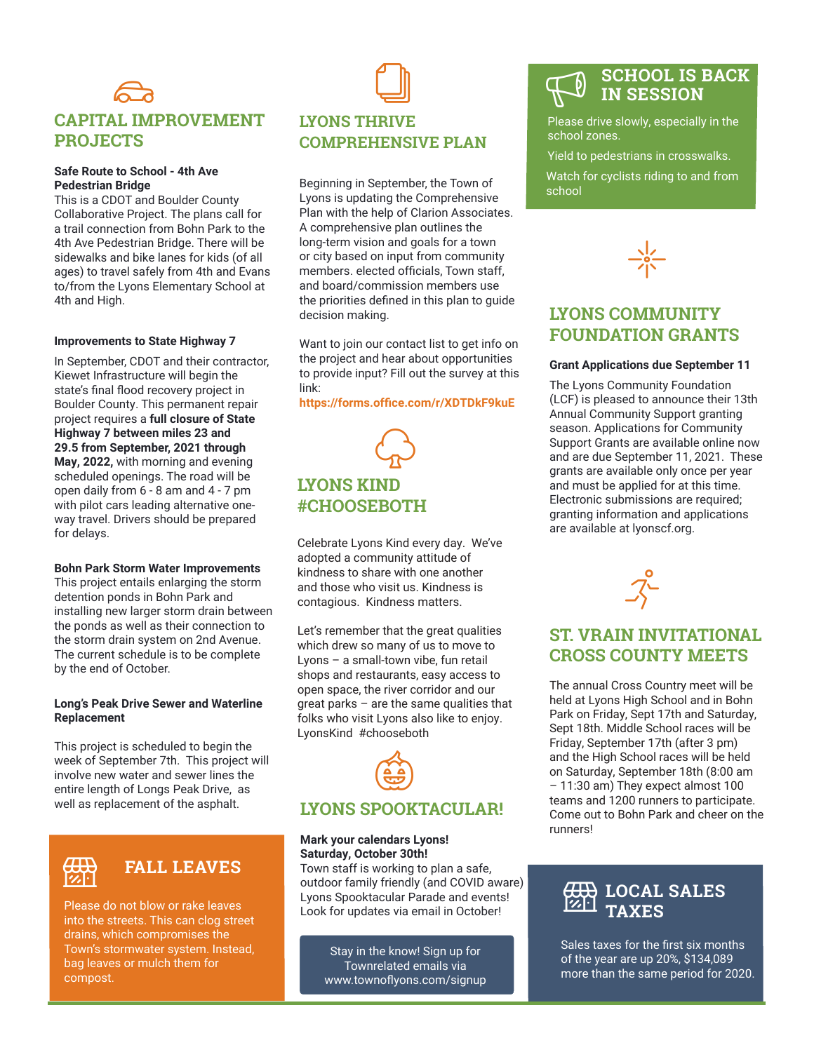## CAPITAL IMPROVEMENT PROJECTS

**Safe Route to School - 4th Ave Pedestrian Bridge**

This is a CDOT and Boulder County Collaborative Project. The plans call for a trail connection from Bohn Park to the 4th Ave Pedestrian Bridge. There will be sidewalks and bike lanes for kids (of all ages) to travel safely from 4th and Evans to/from the Lyons Elementary School at 4th and High.

**Improvements to State Highway 7**

In September, CDOT and their contractor, Kiewet Infrastructure will begin the state's final flood recovery project in Boulder County. This permanent repair project requires a **full closure of State Highway 7 between miles 23 and 29.5 from September, 2021 through May, 2022,** with morning and evening scheduled openings. The road will be open daily from 6 - 8 am and 4 - 7 pm with pilot cars leading alternative one-way travel. Drivers should be prepared for delays.

**Bohn Park Storm Water Improvements**

This project entails enlarging the storm detention ponds in Bohn Park and installing new larger storm drain between the ponds as well as their connection to the storm drain system on 2nd Avenue. The current schedule is to be complete by the end of October.

**Long's Peak Drive Sewer and Waterline Replacement**

This project is scheduled to begin the week of September 7th. This project will involve new water and sewer lines the entire length of Longs Peak Drive, as well as replacement of the asphalt.

## FALL LEAVES

Please do not blow or rake leaves into the streets. This can clog street drains, which compromises the Town's stormwater system. Instead, bag leaves or mulch them for compost.

## LYONS THRIVE COMPREHENSIVE PLAN

Beginning in September, the Town of Lyons is updating the Comprehensive Plan with the help of Clarion Associates. A comprehensive plan outlines the long-term vision and goals for a town or city based on input from community members. elected officials, Town staff, and board/commission members use the priorities defined in this plan to guide decision making.

Want to join our contact list to get info on the project and hear about opportunities to provide input? Fill out the survey at this link:
**https://forms.office.com/r/XDTDkF9kuE**

## LYONS KIND #CHOOSEBOTH

Celebrate Lyons Kind every day. We've adopted a community attitude of kindness to share with one another and those who visit us. Kindness is contagious. Kindness matters.

Let's remember that the great qualities which drew so many of us to move to Lyons – a small-town vibe, fun retail shops and restaurants, easy access to open space, the river corridor and our great parks – are the same qualities that folks who visit Lyons also like to enjoy. LyonsKind #chooseboth

## LYONS SPOOKTACULAR!

**Mark your calendars Lyons! Saturday, October 30th!**

Town staff is working to plan a safe, outdoor family friendly (and COVID aware) Lyons Spooktacular Parade and events! Look for updates via email in October!

Stay in the know! Sign up for Townrelated emails via www.townoflyons.com/signup

## SCHOOL IS BACK IN SESSION

Please drive slowly, especially in the school zones.

Yield to pedestrians in crosswalks.

Watch for cyclists riding to and from school

## LYONS COMMUNITY FOUNDATION GRANTS

**Grant Applications due September 11**

The Lyons Community Foundation (LCF) is pleased to announce their 13th Annual Community Support granting season. Applications for Community Support Grants are available online now and are due September 11, 2021. These grants are available only once per year and must be applied for at this time. Electronic submissions are required; granting information and applications are available at lyonscf.org.

## ST. VRAIN INVITATIONAL CROSS COUNTY MEETS

The annual Cross Country meet will be held at Lyons High School and in Bohn Park on Friday, Sept 17th and Saturday, Sept 18th. Middle School races will be Friday, September 17th (after 3 pm) and the High School races will be held on Saturday, September 18th (8:00 am – 11:30 am) They expect almost 100 teams and 1200 runners to participate. Come out to Bohn Park and cheer on the runners!

## LOCAL SALES TAXES

Sales taxes for the first six months of the year are up 20%, $134,089 more than the same period for 2020.